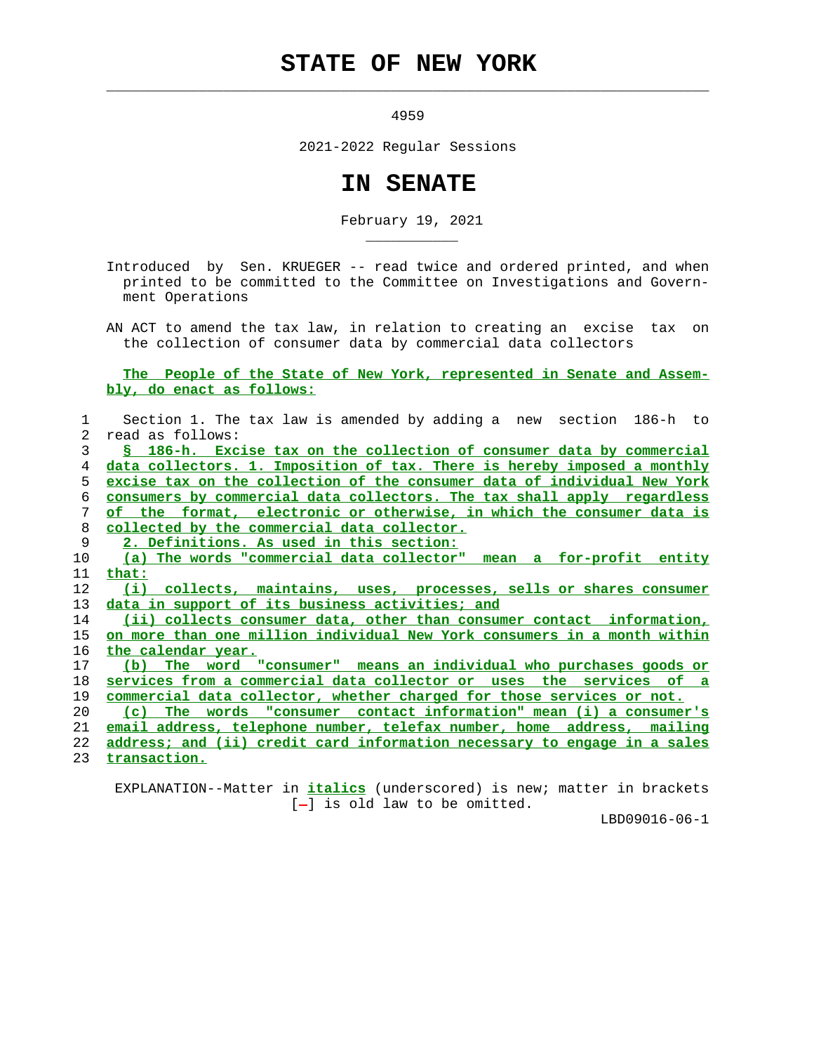# STATE OF NEW YORK

4959

2021-2022 Regular Sessions

# IN SENATE

February 19, 2021

Introduced by Sen. KRUEGER -- read twice and ordered printed, and when printed to be committed to the Committee on Investigations and Government Operations

AN ACT to amend the tax law, in relation to creating an excise tax on the collection of consumer data by commercial data collectors

The People of the State of New York, represented in Senate and Assembly, do enact as follows:

Section 1. The tax law is amended by adding a new section 186-h to read as follows:

§ 186-h. Excise tax on the collection of consumer data by commercial data collectors. 1. Imposition of tax. There is hereby imposed a monthly excise tax on the collection of the consumer data of individual New York consumers by commercial data collectors. The tax shall apply regardless of the format, electronic or otherwise, in which the consumer data is collected by the commercial data collector.

2. Definitions. As used in this section:

(a) The words "commercial data collector" mean a for-profit entity that:

(i) collects, maintains, uses, processes, sells or shares consumer data in support of its business activities; and

(ii) collects consumer data, other than consumer contact information, on more than one million individual New York consumers in a month within the calendar year.

(b) The word "consumer" means an individual who purchases goods or services from a commercial data collector or uses the services of a commercial data collector, whether charged for those services or not.

(c) The words "consumer contact information" mean (i) a consumer's email address, telephone number, telefax number, home address, mailing address; and (ii) credit card information necessary to engage in a sales transaction.

EXPLANATION--Matter in *italics* (underscored) is new; matter in brackets [-] is old law to be omitted.

LBD09016-06-1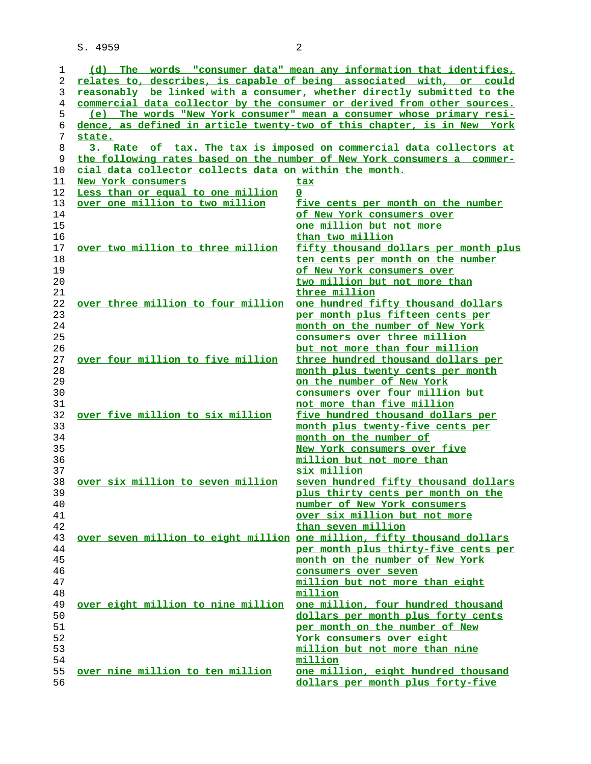(d) The words "consumer data" mean any information that identifies, relates to, describes, is capable of being associated with, or could reasonably be linked with a consumer, whether directly submitted to the commercial data collector by the consumer or derived from other sources.

(e) The words "New York consumer" mean a consumer whose primary residence, as defined in article twenty-two of this chapter, is in New York state.

3. Rate of tax. The tax is imposed on commercial data collectors at the following rates based on the number of New York consumers a commercial data collector collects data on within the month.

| New York consumers | tax |
|---|---|
| Less than or equal to one million | 0 |
| over one million to two million | five cents per month on the number of New York consumers over one million but not more than two million |
| over two million to three million | fifty thousand dollars per month plus ten cents per month on the number of New York consumers over two million but not more than three million |
| over three million to four million | one hundred fifty thousand dollars per month plus fifteen cents per month on the number of New York consumers over three million but not more than four million |
| over four million to five million | three hundred thousand dollars per month plus twenty cents per month on the number of New York consumers over four million but not more than five million |
| over five million to six million | five hundred thousand dollars per month plus twenty-five cents per month on the number of New York consumers over five million but not more than six million |
| over six million to seven million | seven hundred fifty thousand dollars plus thirty cents per month on the number of New York consumers over six million but not more than seven million |
| over seven million to eight million | one million, fifty thousand dollars per month plus thirty-five cents per month on the number of New York consumers over seven million but not more than eight million |
| over eight million to nine million | one million, four hundred thousand dollars per month plus forty cents per month on the number of New York consumers over eight million but not more than nine million |
| over nine million to ten million | one million, eight hundred thousand dollars per month plus forty-five |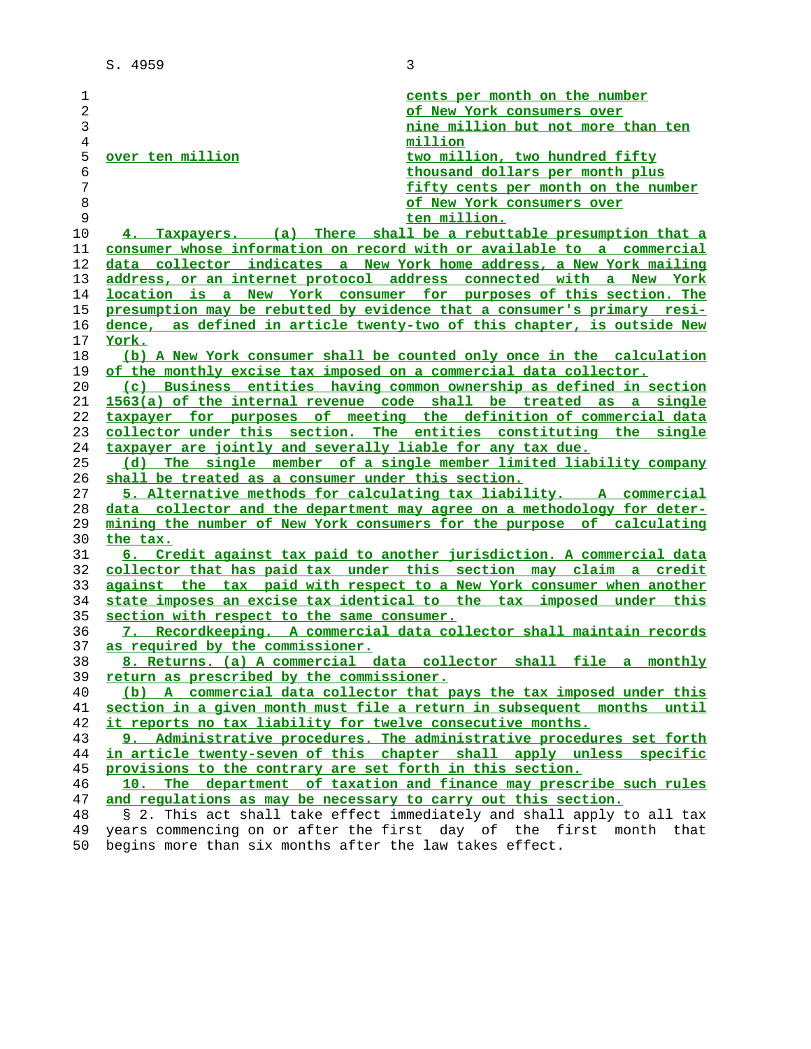| | |
|---|---|
| | cents per month on the number of New York consumers over nine million but not more than ten million |
| over ten million | two million, two hundred fifty thousand dollars per month plus fifty cents per month on the number of New York consumers over ten million. |

4. Taxpayers. (a) There shall be a rebuttable presumption that a consumer whose information on record with or available to a commercial data collector indicates a New York home address, a New York mailing address, or an internet protocol address connected with a New York location is a New York consumer for purposes of this section. The presumption may be rebutted by evidence that a consumer's primary residence, as defined in article twenty-two of this chapter, is outside New York.

(b) A New York consumer shall be counted only once in the calculation of the monthly excise tax imposed on a commercial data collector.

(c) Business entities having common ownership as defined in section 1563(a) of the internal revenue code shall be treated as a single taxpayer for purposes of meeting the definition of commercial data collector under this section. The entities constituting the single taxpayer are jointly and severally liable for any tax due.

(d) The single member of a single member limited liability company shall be treated as a consumer under this section.

5. Alternative methods for calculating tax liability. A commercial data collector and the department may agree on a methodology for determining the number of New York consumers for the purpose of calculating the tax.

6. Credit against tax paid to another jurisdiction. A commercial data collector that has paid tax under this section may claim a credit against the tax paid with respect to a New York consumer when another state imposes an excise tax identical to the tax imposed under this section with respect to the same consumer.

7. Recordkeeping. A commercial data collector shall maintain records as required by the commissioner.

8. Returns. (a) A commercial data collector shall file a monthly return as prescribed by the commissioner.

(b) A commercial data collector that pays the tax imposed under this section in a given month must file a return in subsequent months until it reports no tax liability for twelve consecutive months.

9. Administrative procedures. The administrative procedures set forth in article twenty-seven of this chapter shall apply unless specific provisions to the contrary are set forth in this section.

10. The department of taxation and finance may prescribe such rules and regulations as may be necessary to carry out this section.

§ 2. This act shall take effect immediately and shall apply to all tax years commencing on or after the first day of the first month that begins more than six months after the law takes effect.